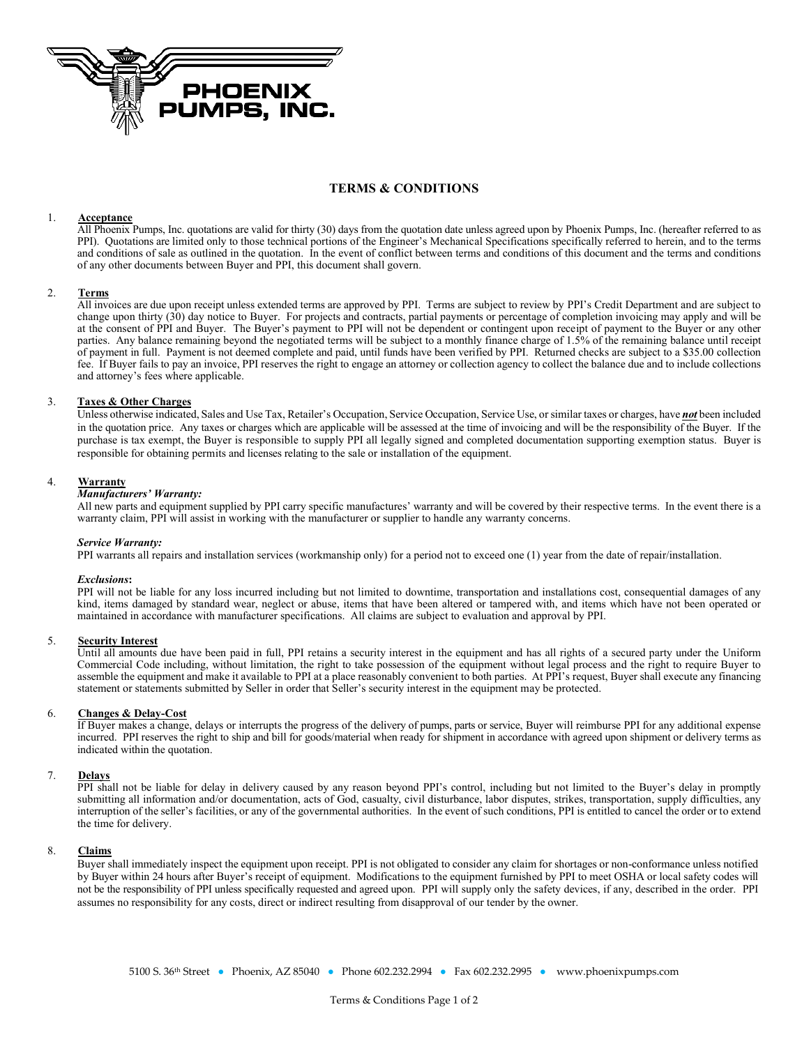PHOENIX PUMPS, INC.

# TERMS & CONDITIONS

1. **Acceptance**
   All Phoenix Pumps, Inc. quotations are valid for thirty (30) days from the quotation date unless agreed upon by Phoenix Pumps, Inc. (hereafter referred to as PPI). Quotations are limited only to those technical portions of the Engineer's Mechanical Specifications specifically referred to herein, and to the terms and conditions of sale as outlined in the quotation. In the event of conflict between terms and conditions of this document and the terms and conditions of any other documents between Buyer and PPI, this document shall govern.

2. **Terms**
   All invoices are due upon receipt unless extended terms are approved by PPI. Terms are subject to review by PPI's Credit Department and are subject to change upon thirty (30) day notice to Buyer. For projects and contracts, partial payments or percentage of completion invoicing may apply and will be at the consent of PPI and Buyer. The Buyer's payment to PPI will not be dependent or contingent upon receipt of payment to the Buyer or any other parties. Any balance remaining beyond the negotiated terms will be subject to a monthly finance charge of 1.5% of the remaining balance until receipt of payment in full. Payment is not deemed complete and paid, until funds have been verified by PPI. Returned checks are subject to a $35.00 collection fee. If Buyer fails to pay an invoice, PPI reserves the right to engage an attorney or collection agency to collect the balance due and to include collections and attorney's fees where applicable.

3. **Taxes & Other Charges**
   Unless otherwise indicated, Sales and Use Tax, Retailer's Occupation, Service Occupation, Service Use, or similar taxes or charges, have ***not*** been included in the quotation price. Any taxes or charges which are applicable will be assessed at the time of invoicing and will be the responsibility of the Buyer. If the purchase is tax exempt, the Buyer is responsible to supply PPI all legally signed and completed documentation supporting exemption status. Buyer is responsible for obtaining permits and licenses relating to the sale or installation of the equipment.

4. **Warranty**

   ***Manufacturers' Warranty:***
   All new parts and equipment supplied by PPI carry specific manufactures' warranty and will be covered by their respective terms. In the event there is a warranty claim, PPI will assist in working with the manufacturer or supplier to handle any warranty concerns.

   ***Service Warranty:***
   PPI warrants all repairs and installation services (workmanship only) for a period not to exceed one (1) year from the date of repair/installation.

   ***Exclusions*:**
   PPI will not be liable for any loss incurred including but not limited to downtime, transportation and installations cost, consequential damages of any kind, items damaged by standard wear, neglect or abuse, items that have been altered or tampered with, and items which have not been operated or maintained in accordance with manufacturer specifications. All claims are subject to evaluation and approval by PPI.

5. **Security Interest**
   Until all amounts due have been paid in full, PPI retains a security interest in the equipment and has all rights of a secured party under the Uniform Commercial Code including, without limitation, the right to take possession of the equipment without legal process and the right to require Buyer to assemble the equipment and make it available to PPI at a place reasonably convenient to both parties. At PPI's request, Buyer shall execute any financing statement or statements submitted by Seller in order that Seller's security interest in the equipment may be protected.

6. **Changes & Delay-Cost**
   If Buyer makes a change, delays or interrupts the progress of the delivery of pumps, parts or service, Buyer will reimburse PPI for any additional expense incurred. PPI reserves the right to ship and bill for goods/material when ready for shipment in accordance with agreed upon shipment or delivery terms as indicated within the quotation.

7. **Delays**
   PPI shall not be liable for delay in delivery caused by any reason beyond PPI's control, including but not limited to the Buyer's delay in promptly submitting all information and/or documentation, acts of God, casualty, civil disturbance, labor disputes, strikes, transportation, supply difficulties, any interruption of the seller's facilities, or any of the governmental authorities. In the event of such conditions, PPI is entitled to cancel the order or to extend the time for delivery.

8. **Claims**
   Buyer shall immediately inspect the equipment upon receipt. PPI is not obligated to consider any claim for shortages or non-conformance unless notified by Buyer within 24 hours after Buyer's receipt of equipment. Modifications to the equipment furnished by PPI to meet OSHA or local safety codes will not be the responsibility of PPI unless specifically requested and agreed upon. PPI will supply only the safety devices, if any, described in the order. PPI assumes no responsibility for any costs, direct or indirect resulting from disapproval of our tender by the owner.

5100 S. 36th Street • Phoenix, AZ 85040 • Phone 602.232.2994 • Fax 602.232.2995 • www.phoenixpumps.com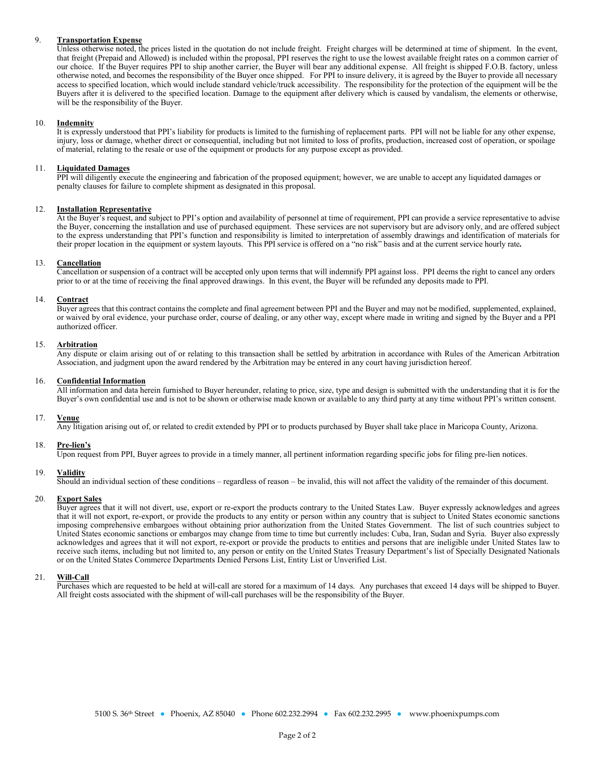9. **Transportation Expense**
Unless otherwise noted, the prices listed in the quotation do not include freight. Freight charges will be determined at time of shipment. In the event, that freight (Prepaid and Allowed) is included within the proposal, PPI reserves the right to use the lowest available freight rates on a common carrier of our choice. If the Buyer requires PPI to ship another carrier, the Buyer will bear any additional expense. All freight is shipped F.O.B. factory, unless otherwise noted, and becomes the responsibility of the Buyer once shipped. For PPI to insure delivery, it is agreed by the Buyer to provide all necessary access to specified location, which would include standard vehicle/truck accessibility. The responsibility for the protection of the equipment will be the Buyers after it is delivered to the specified location. Damage to the equipment after delivery which is caused by vandalism, the elements or otherwise, will be the responsibility of the Buyer.

10. **Indemnity**
It is expressly understood that PPI's liability for products is limited to the furnishing of replacement parts. PPI will not be liable for any other expense, injury, loss or damage, whether direct or consequential, including but not limited to loss of profits, production, increased cost of operation, or spoilage of material, relating to the resale or use of the equipment or products for any purpose except as provided.

11. **Liquidated Damages**
PPI will diligently execute the engineering and fabrication of the proposed equipment; however, we are unable to accept any liquidated damages or penalty clauses for failure to complete shipment as designated in this proposal.

12. **Installation Representative**
At the Buyer's request, and subject to PPI's option and availability of personnel at time of requirement, PPI can provide a service representative to advise the Buyer, concerning the installation and use of purchased equipment. These services are not supervisory but are advisory only, and are offered subject to the express understanding that PPI's function and responsibility is limited to interpretation of assembly drawings and identification of materials for their proper location in the equipment or system layouts. This PPI service is offered on a "no risk" basis and at the current service hourly rate**.**

13. **Cancellation**
Cancellation or suspension of a contract will be accepted only upon terms that will indemnify PPI against loss. PPI deems the right to cancel any orders prior to or at the time of receiving the final approved drawings. In this event, the Buyer will be refunded any deposits made to PPI.

14. **Contract**
Buyer agrees that this contract contains the complete and final agreement between PPI and the Buyer and may not be modified, supplemented, explained, or waived by oral evidence, your purchase order, course of dealing, or any other way, except where made in writing and signed by the Buyer and a PPI authorized officer.

15. **Arbitration**
Any dispute or claim arising out of or relating to this transaction shall be settled by arbitration in accordance with Rules of the American Arbitration Association, and judgment upon the award rendered by the Arbitration may be entered in any court having jurisdiction hereof.

16. **Confidential Information**
All information and data herein furnished to Buyer hereunder, relating to price, size, type and design is submitted with the understanding that it is for the Buyer's own confidential use and is not to be shown or otherwise made known or available to any third party at any time without PPI's written consent.

17. **Venue**
Any litigation arising out of, or related to credit extended by PPI or to products purchased by Buyer shall take place in Maricopa County, Arizona.

18. **Pre-lien's**
Upon request from PPI, Buyer agrees to provide in a timely manner, all pertinent information regarding specific jobs for filing pre-lien notices.

19. **Validity**
Should an individual section of these conditions – regardless of reason – be invalid, this will not affect the validity of the remainder of this document.

20. **Export Sales**
Buyer agrees that it will not divert, use, export or re-export the products contrary to the United States Law. Buyer expressly acknowledges and agrees that it will not export, re-export, or provide the products to any entity or person within any country that is subject to United States economic sanctions imposing comprehensive embargoes without obtaining prior authorization from the United States Government. The list of such countries subject to United States economic sanctions or embargos may change from time to time but currently includes: Cuba, Iran, Sudan and Syria. Buyer also expressly acknowledges and agrees that it will not export, re-export or provide the products to entities and persons that are ineligible under United States law to receive such items, including but not limited to, any person or entity on the United States Treasury Department's list of Specially Designated Nationals or on the United States Commerce Departments Denied Persons List, Entity List or Unverified List.

21. **Will-Call**
Purchases which are requested to be held at will-call are stored for a maximum of 14 days. Any purchases that exceed 14 days will be shipped to Buyer. All freight costs associated with the shipment of will-call purchases will be the responsibility of the Buyer.

5100 S. 36th Street • Phoenix, AZ 85040 • Phone 602.232.2994 • Fax 602.232.2995 • www.phoenixpumps.com